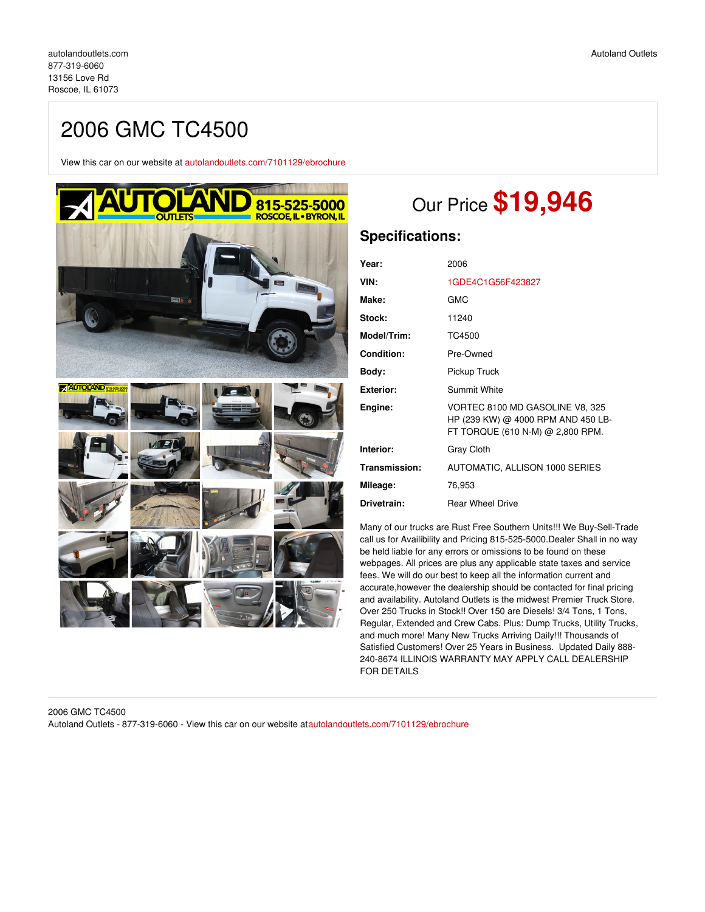autolandoutlets.com
877-319-6060
13156 Love Rd
Roscoe, IL 61073

Autoland Outlets

# 2006 GMC TC4500

View this car on our website at autolandoutlets.com/7101129/ebrochure

## Our Price **$19,946**

## Specifications:

| | |
|---|---|
| **Year:** | 2006 |
| **VIN:** | 1GDE4C1G56F423827 |
| **Make:** | GMC |
| **Stock:** | 11240 |
| **Model/Trim:** | TC4500 |
| **Condition:** | Pre-Owned |
| **Body:** | Pickup Truck |
| **Exterior:** | Summit White |
| **Engine:** | VORTEC 8100 MD GASOLINE V8, 325 HP (239 KW) @ 4000 RPM AND 450 LB-FT TORQUE (610 N-M) @ 2,800 RPM. |
| **Interior:** | Gray Cloth |
| **Transmission:** | AUTOMATIC, ALLISON 1000 SERIES |
| **Mileage:** | 76,953 |
| **Drivetrain:** | Rear Wheel Drive |

Many of our trucks are Rust Free Southern Units!!! We Buy-Sell-Trade call us for Availibility and Pricing 815-525-5000.Dealer Shall in no way be held liable for any errors or omissions to be found on these webpages. All prices are plus any applicable state taxes and service fees. We will do our best to keep all the information current and accurate,however the dealership should be contacted for final pricing and availability. Autoland Outlets is the midwest Premier Truck Store. Over 250 Trucks in Stock!! Over 150 are Diesels! 3/4 Tons, 1 Tons, Regular, Extended and Crew Cabs. Plus: Dump Trucks, Utility Trucks, and much more! Many New Trucks Arriving Daily!!! Thousands of Satisfied Customers! Over 25 Years in Business. Updated Daily 888-240-8674 ILLINOIS WARRANTY MAY APPLY CALL DEALERSHIP FOR DETAILS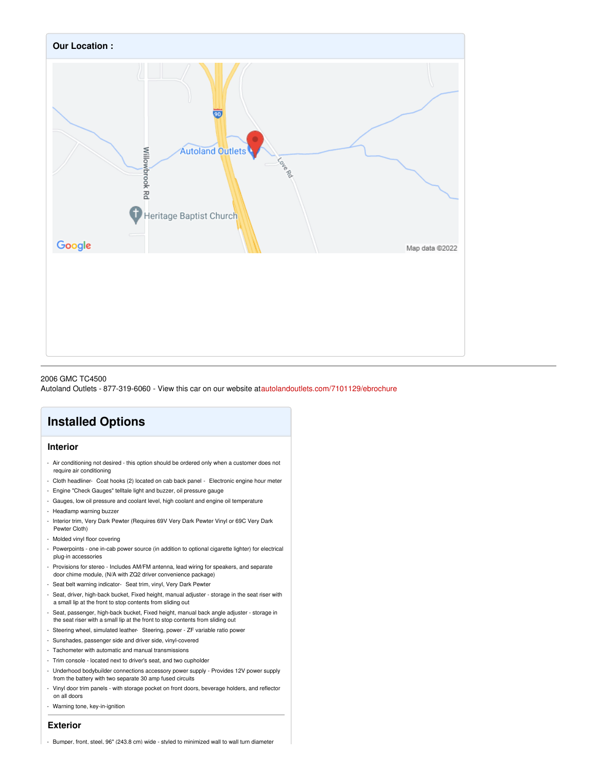## Our Location :

2006 GMC TC4500
Autoland Outlets - 877-319-6060 - View this car on our website at autolandoutlets.com/7101129/ebrochure

# Installed Options

## Interior

- Air conditioning not desired - this option should be ordered only when a customer does not require air conditioning
- Cloth headliner- Coat hooks (2) located on cab back panel - Electronic engine hour meter
- Engine "Check Gauges" telltale light and buzzer, oil pressure gauge
- Gauges, low oil pressure and coolant level, high coolant and engine oil temperature
- Headlamp warning buzzer
- Interior trim, Very Dark Pewter (Requires 69V Very Dark Pewter Vinyl or 69C Very Dark Pewter Cloth)
- Molded vinyl floor covering
- Powerpoints - one in-cab power source (in addition to optional cigarette lighter) for electrical plug-in accessories
- Provisions for stereo - Includes AM/FM antenna, lead wiring for speakers, and separate door chime module, (N/A with ZQ2 driver convenience package)
- Seat belt warning indicator- Seat trim, vinyl, Very Dark Pewter
- Seat, driver, high-back bucket, Fixed height, manual adjuster - storage in the seat riser with a small lip at the front to stop contents from sliding out
- Seat, passenger, high-back bucket, Fixed height, manual back angle adjuster - storage in the seat riser with a small lip at the front to stop contents from sliding out
- Steering wheel, simulated leather- Steering, power - ZF variable ratio power
- Sunshades, passenger side and driver side, vinyl-covered
- Tachometer with automatic and manual transmissions
- Trim console - located next to driver's seat, and two cupholder
- Underhood bodybuilder connections accessory power supply - Provides 12V power supply from the battery with two separate 30 amp fused circuits
- Vinyl door trim panels - with storage pocket on front doors, beverage holders, and reflector on all doors
- Warning tone, key-in-ignition

## Exterior

- Bumper, front, steel, 96" (243.8 cm) wide - styled to minimized wall to wall turn diameter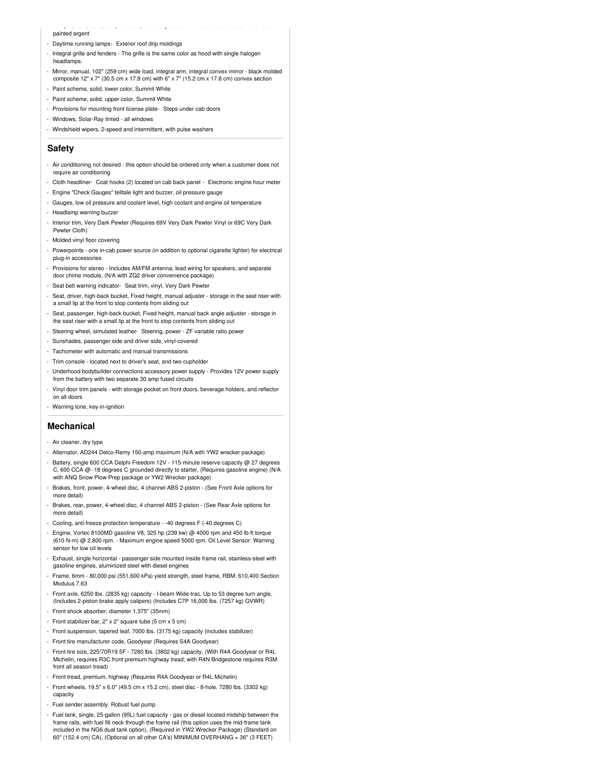- painted argent
- Daytime running lamps- Exterior roof drip moldings
- Integral grille and fenders - The grille is the same color as hood with single halogen headlamps.
- Mirror, manual, 102" (259 cm) wide load, integral arm, integral convex mirror - black molded composite 12" x 7" (30.5 cm x 17.8 cm) with 6" x 7" (15.2 cm x 17.8 cm) convex section
- Paint scheme, solid, lower color, Summit White
- Paint scheme, solid, upper color, Summit White
- Provisions for mounting front license plate- Steps under cab doors
- Windows, Solar-Ray tinted - all windows
- Windshield wipers, 2-speed and intermittent, with pulse washers

## Safety

- Air conditioning not desired - this option should be ordered only when a customer does not require air conditioning
- Cloth headliner- Coat hooks (2) located on cab back panel - Electronic engine hour meter
- Engine "Check Gauges" telltale light and buzzer, oil pressure gauge
- Gauges, low oil pressure and coolant level, high coolant and engine oil temperature
- Headlamp warning buzzer
- Interior trim, Very Dark Pewter (Requires 69V Very Dark Pewter Vinyl or 69C Very Dark Pewter Cloth)
- Molded vinyl floor covering
- Powerpoints - one in-cab power source (in addition to optional cigarette lighter) for electrical plug-in accessories
- Provisions for stereo - Includes AM/FM antenna, lead wiring for speakers, and separate door chime module, (N/A with ZQ2 driver convenience package)
- Seat belt warning indicator- Seat trim, vinyl, Very Dark Pewter
- Seat, driver, high-back bucket, Fixed height, manual adjuster - storage in the seat riser with a small lip at the front to stop contents from sliding out
- Seat, passenger, high-back bucket, Fixed height, manual back angle adjuster - storage in the seat riser with a small lip at the front to stop contents from sliding out
- Steering wheel, simulated leather- Steering, power - ZF variable ratio power
- Sunshades, passenger side and driver side, vinyl-covered
- Tachometer with automatic and manual transmissions
- Trim console - located next to driver's seat, and two cupholder
- Underhood bodybuilder connections accessory power supply - Provides 12V power supply from the battery with two separate 30 amp fused circuits
- Vinyl door trim panels - with storage pocket on front doors, beverage holders, and reflector on all doors
- Warning tone, key-in-ignition

## Mechanical

- Air cleaner, dry type
- Alternator, AD244 Delco-Remy 150-amp maximum (N/A with YW2 wrecker package)
- Battery, single 600 CCA Delphi Freedom 12V - 115-minute reserve capacity @ 27 degrees C, 600 CCA @ -18 degrees C grounded directly to starter, (Requires gasoline engine) (N/A with ANQ Snow Plow Prep package or YW2 Wrecker package)
- Brakes, front, power, 4-wheel disc, 4 channel ABS 2-piston - (See Front Axle options for more detail)
- Brakes, rear, power, 4-wheel disc, 4 channel ABS 2-piston - (See Rear Axle options for more detail)
- Cooling, anti-freeze protection temperature - -40 degrees F (-40 degrees C)
- Engine, Vortec 8100MD gasoline V8, 325 hp (239 kw) @ 4000 rpm and 450 lb-ft torque (610 N-m) @ 2,800 rpm. - Maximum engine speed 5000 rpm. Oil Level Sensor: Warning sensor for low oil levels
- Exhaust, single horizontal - passenger side mounted inside frame rail, stainless-steel with gasoline engines, aluminized steel with diesel engines
- Frame, 6mm - 80,000 psi (551,600 kPa) yield strength, steel frame, RBM: 610,400 Section Modulus 7.63
- Front axle, 6250 lbs. (2835 kg) capacity - I-beam Wide-trac. Up to 53 degree turn angle, (Includes 2-piston brake apply calipers) (Includes C7P 16,000 lbs. (7257 kg) GVWR)
- Front shock absorber, diameter 1.375" (35mm)
- Front stabilizer bar, 2" x 2" square tube (5 cm x 5 cm)
- Front suspension, tapered leaf, 7000 lbs. (3175 kg) capacity (includes stabilizer)
- Front tire manufacturer code, Goodyear (Requires S4A Goodyear)
- Front tire size, 225/70R19.5F - 7280 lbs. (3802 kg) capacity, (With R4A Goodyear or R4L Michelin, requires R3C front premium highway tread; with R4N Bridgestone requires R3M front all season tread)
- Front tread, premium, highway (Requires R4A Goodyear or R4L Michelin)
- Front wheels, 19.5" x 6.0" (49.5 cm x 15.2 cm), steel disc - 8-hole. 7280 lbs. (3302 kg) capacity
- Fuel sender assembly. Robust fuel pump
- Fuel tank, single, 25-gallon (95L) fuel capacity - gas or diesel located midship between the frame rails, with fuel fill neck through the frame rail (this option uses the mid-frame tank included in the NG6 dual tank option), (Required in YW2 Wrecker Package) (Standard on 60" (152.4 cm) CA), (Optional on all other CA's) MINIMUM OVERHANG = 36" (3 FEET)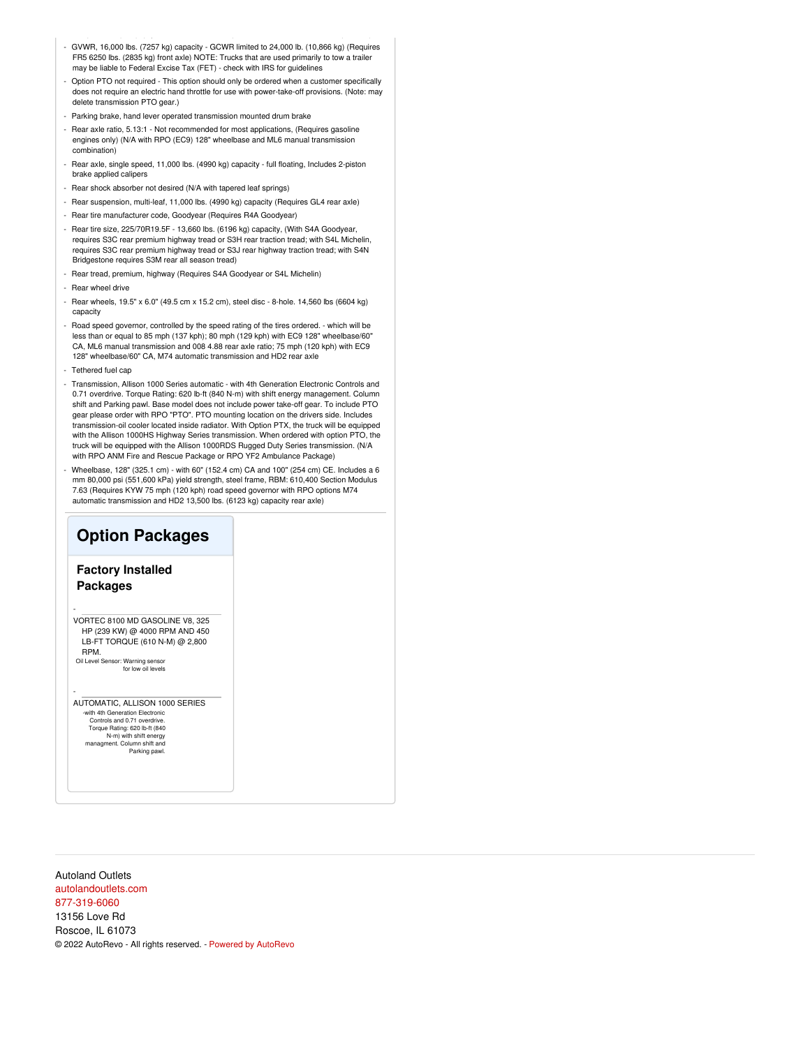- GVWR, 16,000 lbs. (7257 kg) capacity - GCWR limited to 24,000 lb. (10,866 kg) (Requires FR5 6250 lbs. (2835 kg) front axle) NOTE: Trucks that are used primarily to tow a trailer may be liable to Federal Excise Tax (FET) - check with IRS for guidelines
- Option PTO not required - This option should only be ordered when a customer specifically does not require an electric hand throttle for use with power-take-off provisions. (Note: may delete transmission PTO gear.)
- Parking brake, hand lever operated transmission mounted drum brake
- Rear axle ratio, 5.13:1 - Not recommended for most applications, (Requires gasoline engines only) (N/A with RPO (EC9) 128" wheelbase and ML6 manual transmission combination)
- Rear axle, single speed, 11,000 lbs. (4990 kg) capacity - full floating, Includes 2-piston brake applied calipers
- Rear shock absorber not desired (N/A with tapered leaf springs)
- Rear suspension, multi-leaf, 11,000 lbs. (4990 kg) capacity (Requires GL4 rear axle)
- Rear tire manufacturer code, Goodyear (Requires R4A Goodyear)
- Rear tire size, 225/70R19.5F - 13,660 lbs. (6196 kg) capacity, (With S4A Goodyear, requires S3C rear premium highway tread or S3H rear traction tread; with S4L Michelin, requires S3C rear premium highway tread or S3J rear highway traction tread; with S4N Bridgestone requires S3M rear all season tread)
- Rear tread, premium, highway (Requires S4A Goodyear or S4L Michelin)
- Rear wheel drive
- Rear wheels, 19.5" x 6.0" (49.5 cm x 15.2 cm), steel disc - 8-hole. 14,560 lbs (6604 kg) capacity
- Road speed governor, controlled by the speed rating of the tires ordered. - which will be less than or equal to 85 mph (137 kph); 80 mph (129 kph) with EC9 128" wheelbase/60" CA, ML6 manual transmission and 008 4.88 rear axle ratio; 75 mph (120 kph) with EC9 128" wheelbase/60" CA, M74 automatic transmission and HD2 rear axle
- Tethered fuel cap
- Transmission, Allison 1000 Series automatic - with 4th Generation Electronic Controls and 0.71 overdrive. Torque Rating: 620 lb-ft (840 N-m) with shift energy management. Column shift and Parking pawl. Base model does not include power take-off gear. To include PTO gear please order with RPO "PTO". PTO mounting location on the drivers side. Includes transmission-oil cooler located inside radiator. With Option PTX, the truck will be equipped with the Allison 1000HS Highway Series transmission. When ordered with option PTO, the truck will be equipped with the Allison 1000RDS Rugged Duty Series transmission. (N/A with RPO ANM Fire and Rescue Package or RPO YF2 Ambulance Package)
- Wheelbase, 128" (325.1 cm) - with 60" (152.4 cm) CA and 100" (254 cm) CE. Includes a 6 mm 80,000 psi (551,600 kPa) yield strength, steel frame, RBM: 610,400 Section Modulus 7.63 (Requires KYW 75 mph (120 kph) road speed governor with RPO options M74 automatic transmission and HD2 13,500 lbs. (6123 kg) capacity rear axle)

# Option Packages

## Factory Installed Packages

-

VORTEC 8100 MD GASOLINE V8, 325 HP (239 KW) @ 4000 RPM AND 450 LB-FT TORQUE (610 N-M) @ 2,800 RPM.

Oil Level Sensor: Warning sensor for low oil levels

-

AUTOMATIC, ALLISON 1000 SERIES

-with 4th Generation Electronic Controls and 0.71 overdrive. Torque Rating: 620 lb-ft (840 N-m) with shift energy managment. Column shift and Parking pawl.

Autoland Outlets
autolandoutlets.com
877-319-6060
13156 Love Rd
Roscoe, IL 61073
© 2022 AutoRevo - All rights reserved. - Powered by AutoRevo